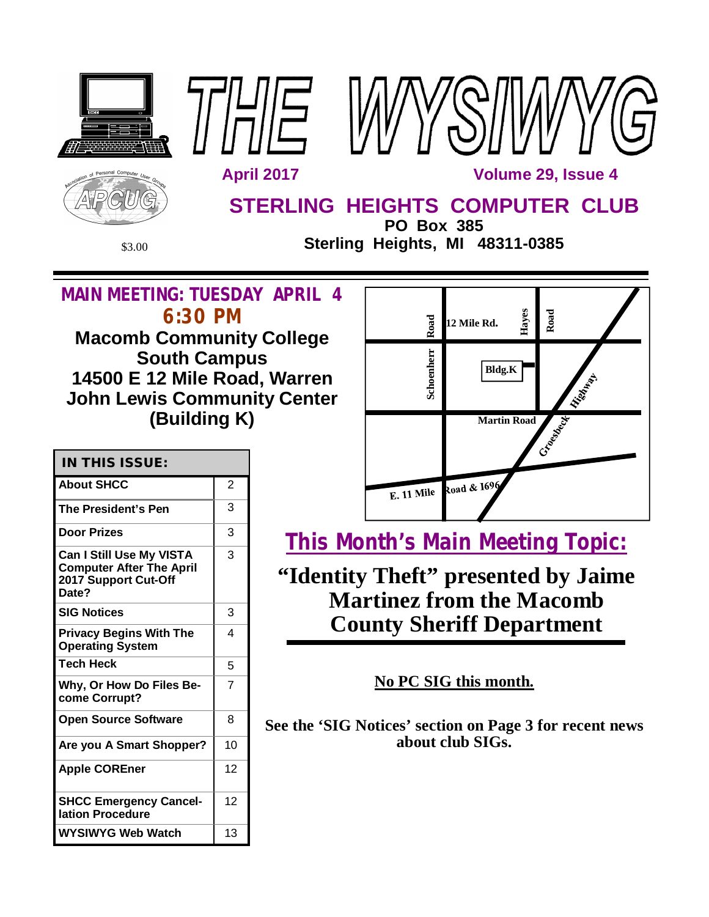# THE WYSIWYG

April 2017 Volume 29, Issue 4

## STERLING HEIGHTS COMPUTER CLUB

**PO Box 385**
**Sterling Heights, MI 48311-0385**

$3.00

## MAIN MEETING: TUESDAY APRIL 4
## 6:30 PM

**Macomb Community College**
**South Campus**
**14500 E 12 Mile Road, Warren**
**John Lewis Community Center**
**(Building K)**

| IN THIS ISSUE: | |
|---|---|
| About SHCC | 2 |
| The President's Pen | 3 |
| Door Prizes | 3 |
| Can I Still Use My VISTA Computer After The April 2017 Support Cut-Off Date? | 3 |
| SIG Notices | 3 |
| Privacy Begins With The Operating System | 4 |
| Tech Heck | 5 |
| Why, Or How Do Files Become Corrupt? | 7 |
| Open Source Software | 8 |
| Are you A Smart Shopper? | 10 |
| Apple COREner | 12 |
| SHCC Emergency Cancellation Procedure | 12 |
| WYSIWYG Web Watch | 13 |

12 Mile Rd. · Schoenherr Road · Hayes Road · Bldg.K · Martin Road · Groesbeck Highway · E. 11 Mile Road & 1696

## This Month's Main Meeting Topic:

**"Identity Theft" presented by Jaime Martinez from the Macomb County Sheriff Department**

**No PC SIG this month.**

**See the 'SIG Notices' section on Page 3 for recent news about club SIGs.**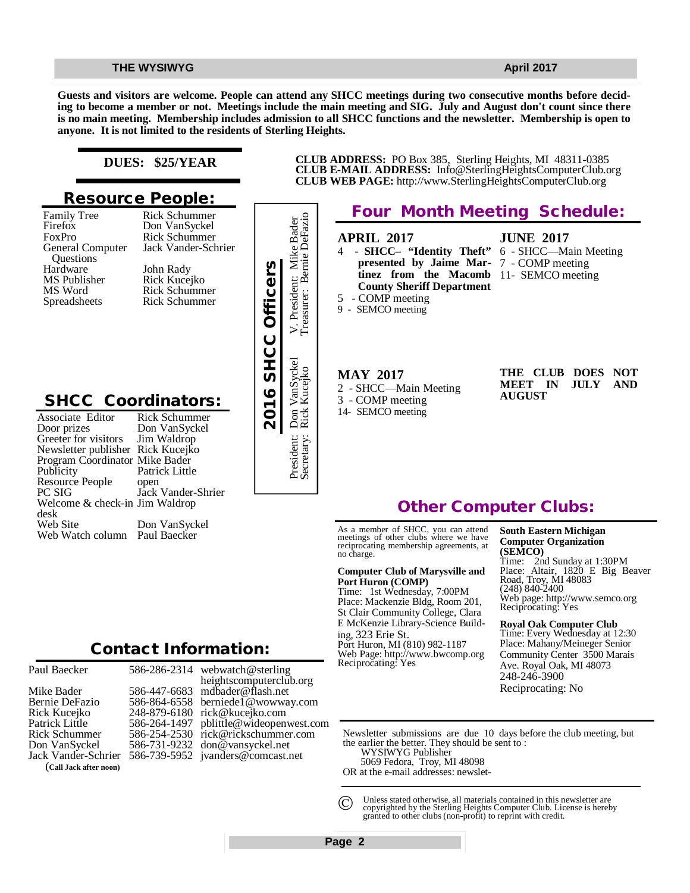**Guests and visitors are welcome. People can attend any SHCC meetings during two consecutive months before deciding to become a member or not. Meetings include the main meeting and SIG. July and August don't count since there is no main meeting. Membership includes admission to all SHCC functions and the newsletter. Membership is open to anyone. It is not limited to the residents of Sterling Heights.**

**DUES: $25/YEAR**

**CLUB ADDRESS:** PO Box 385, Sterling Heights, MI 48311-0385
**CLUB E-MAIL ADDRESS:** Info@SterlingHeightsComputerClub.org
**CLUB WEB PAGE:** http://www.SterlingHeightsComputerClub.org

## Resource People:

| | |
|---|---|
| Family Tree | Rick Schummer |
| Firefox | Don VanSyckel |
| FoxPro | Rick Schummer |
| General Computer Questions | Jack Vander-Schrier |
| Hardware | John Rady |
| MS Publisher | Rick Kucejko |
| MS Word | Rick Schummer |
| Spreadsheets | Rick Schummer |

## 2016 SHCC Officers

President: Don VanSyckel
V. President: Mike Bader
Secretary: Rick Kucejko
Treasurer: Bernie DeFazio

## SHCC Coordinators:

| | |
|---|---|
| Associate Editor | Rick Schummer |
| Door prizes | Don VanSyckel |
| Greeter for visitors | Jim Waldrop |
| Newsletter publisher | Rick Kucejko |
| Program Coordinator | Mike Bader |
| Publicity | Patrick Little |
| Resource People | open |
| PC SIG | Jack Vander-Shrier |
| Welcome & check-in desk | Jim Waldrop |
| Web Site | Don VanSyckel |
| Web Watch column | Paul Baecker |

## Four Month Meeting Schedule:

**APRIL 2017**
4 - **SHCC– "Identity Theft" presented by Jaime Martinez from the Macomb County Sheriff Department**
5 - COMP meeting
9 - SEMCO meeting

**MAY 2017**
2 - SHCC—Main Meeting
3 - COMP meeting
14- SEMCO meeting

**JUNE 2017**
6 - SHCC—Main Meeting
7 - COMP meeting
11- SEMCO meeting

**THE CLUB DOES NOT MEET IN JULY AND AUGUST**

## Other Computer Clubs:

As a member of SHCC, you can attend meetings of other clubs where we have reciprocating membership agreements, at no charge.

**Computer Club of Marysville and Port Huron (COMP)**
Time: 1st Wednesday, 7:00PM
Place: Mackenzie Bldg, Room 201, St Clair Community College, Clara E McKenzie Library-Science Building, 323 Erie St.
Port Huron, MI (810) 982-1187
Web Page: http://www.bwcomp.org
Reciprocating: Yes

**South Eastern Michigan Computer Organization (SEMCO)**
Time: 2nd Sunday at 1:30PM
Place: Altair, 1820 E Big Beaver Road, Troy, MI 48083
(248) 840-2400
Web page: http://www.semco.org
Reciprocating: Yes

**Royal Oak Computer Club**
Time: Every Wednesday at 12:30
Place: Mahany/Meineger Senior Community Center 3500 Marais Ave. Royal Oak, MI 48073
248-246-3900
Reciprocating: No

## Contact Information:

| | | |
|---|---|---|
| Paul Baecker | 586-286-2314 | webwatch@sterlingheightscomputerclub.org |
| Mike Bader | 586-447-6683 | mdbader@flash.net |
| Bernie DeFazio | 586-864-6558 | berniede1@wowway.com |
| Rick Kucejko | 248-879-6180 | rick@kucejko.com |
| Patrick Little | 586-264-1497 | pblittle@wideopenwest.com |
| Rick Schummer | 586-254-2530 | rick@rickschummer.com |
| Don VanSyckel | 586-731-9232 | don@vansyckel.net |
| Jack Vander-Schrier | 586-739-5952 | jvanders@comcast.net |

(**Call Jack after noon**)

Newsletter submissions are due 10 days before the club meeting, but the earlier the better. They should be sent to :
WYSIWYG Publisher
5069 Fedora, Troy, MI 48098
OR at the e-mail addresses: newslet-

© Unless stated otherwise, all materials contained in this newsletter are copyrighted by the Sterling Heights Computer Club. License is hereby granted to other clubs (non-profit) to reprint with credit.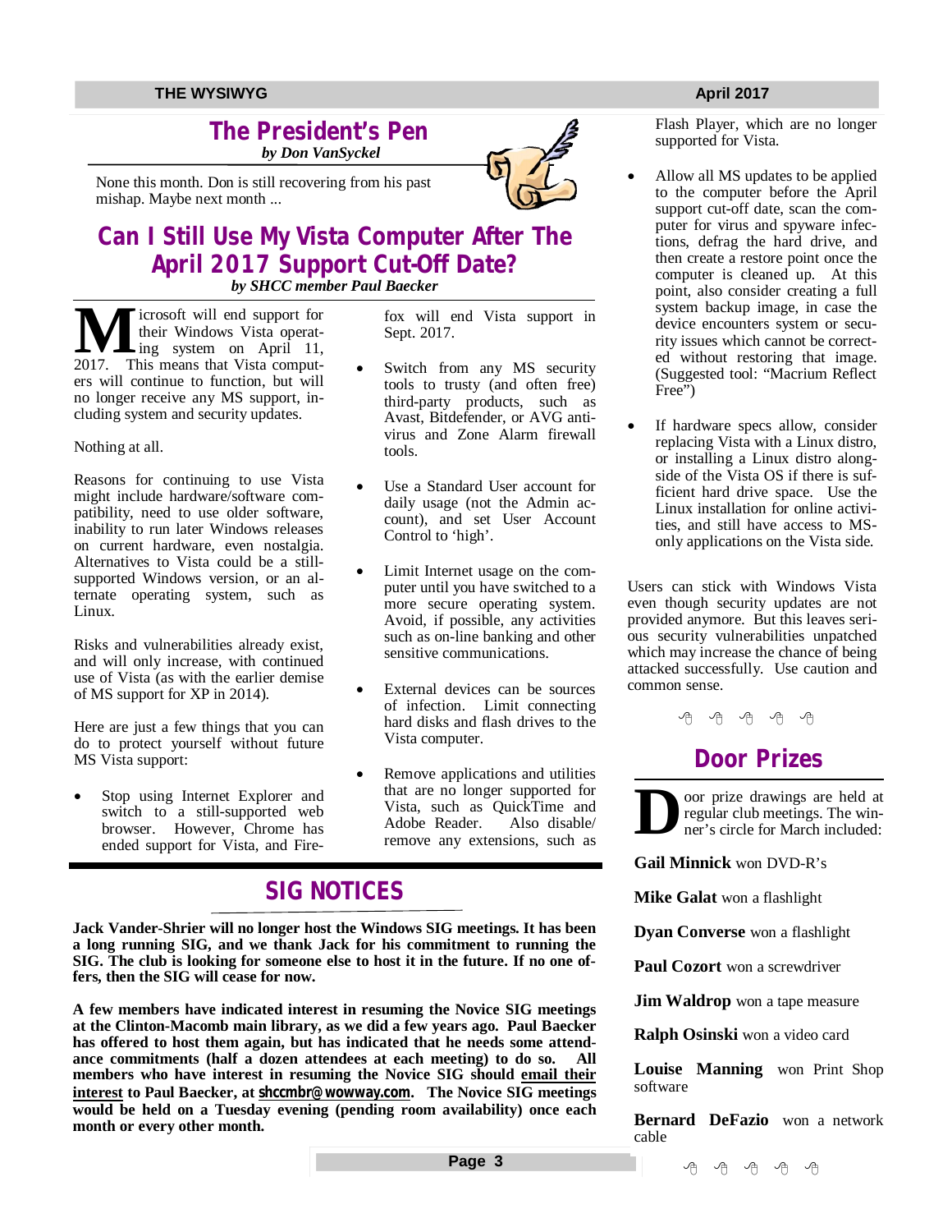## The President's Pen

*by Don VanSyckel*

None this month. Don is still recovering from his past mishap. Maybe next month ...

## Can I Still Use My Vista Computer After The April 2017 Support Cut-Off Date?

*by SHCC member Paul Baecker*

Microsoft will end support for their Windows Vista operating system on April 11, 2017. This means that Vista computers will continue to function, but will no longer receive any MS support, including system and security updates.

Nothing at all.

Reasons for continuing to use Vista might include hardware/software compatibility, need to use older software, inability to run later Windows releases on current hardware, even nostalgia. Alternatives to Vista could be a still-supported Windows version, or an alternate operating system, such as Linux.

Risks and vulnerabilities already exist, and will only increase, with continued use of Vista (as with the earlier demise of MS support for XP in 2014).

Here are just a few things that you can do to protect yourself without future MS Vista support:

- Stop using Internet Explorer and switch to a still-supported web browser. However, Chrome has ended support for Vista, and Firefox will end Vista support in Sept. 2017.
- Switch from any MS security tools to trusty (and often free) third-party products, such as Avast, Bitdefender, or AVG antivirus and Zone Alarm firewall tools.
- Use a Standard User account for daily usage (not the Admin account), and set User Account Control to 'high'.
- Limit Internet usage on the computer until you have switched to a more secure operating system. Avoid, if possible, any activities such as on-line banking and other sensitive communications.
- External devices can be sources of infection. Limit connecting hard disks and flash drives to the Vista computer.
- Remove applications and utilities that are no longer supported for Vista, such as QuickTime and Adobe Reader. Also disable/remove any extensions, such as Flash Player, which are no longer supported for Vista.
- Allow all MS updates to be applied to the computer before the April support cut-off date, scan the computer for virus and spyware infections, defrag the hard drive, and then create a restore point once the computer is cleaned up. At this point, also consider creating a full system backup image, in case the device encounters system or security issues which cannot be corrected without restoring that image. (Suggested tool: "Macrium Reflect Free")
- If hardware specs allow, consider replacing Vista with a Linux distro, or installing a Linux distro alongside of the Vista OS if there is sufficient hard drive space. Use the Linux installation for online activities, and still have access to MS-only applications on the Vista side.

Users can stick with Windows Vista even though security updates are not provided anymore. But this leaves serious security vulnerabilities unpatched which may increase the chance of being attacked successfully. Use caution and common sense.

## SIG NOTICES

**Jack Vander-Shrier will no longer host the Windows SIG meetings. It has been a long running SIG, and we thank Jack for his commitment to running the SIG. The club is looking for someone else to host it in the future. If no one offers, then the SIG will cease for now.**

**A few members have indicated interest in resuming the Novice SIG meetings at the Clinton-Macomb main library, as we did a few years ago. Paul Baecker has offered to host them again, but has indicated that he needs some attendance commitments (half a dozen attendees at each meeting) to do so. All members who have interest in resuming the Novice SIG should email their interest to Paul Baecker, at shccmbr@wowway.com. The Novice SIG meetings would be held on a Tuesday evening (pending room availability) once each month or every other month.**

## Door Prizes

Door prize drawings are held at regular club meetings. The winner's circle for March included:

**Gail Minnick** won DVD-R's

**Mike Galat** won a flashlight

**Dyan Converse** won a flashlight

**Paul Cozort** won a screwdriver

**Jim Waldrop** won a tape measure

**Ralph Osinski** won a video card

**Louise Manning** won Print Shop software

**Bernard DeFazio** won a network cable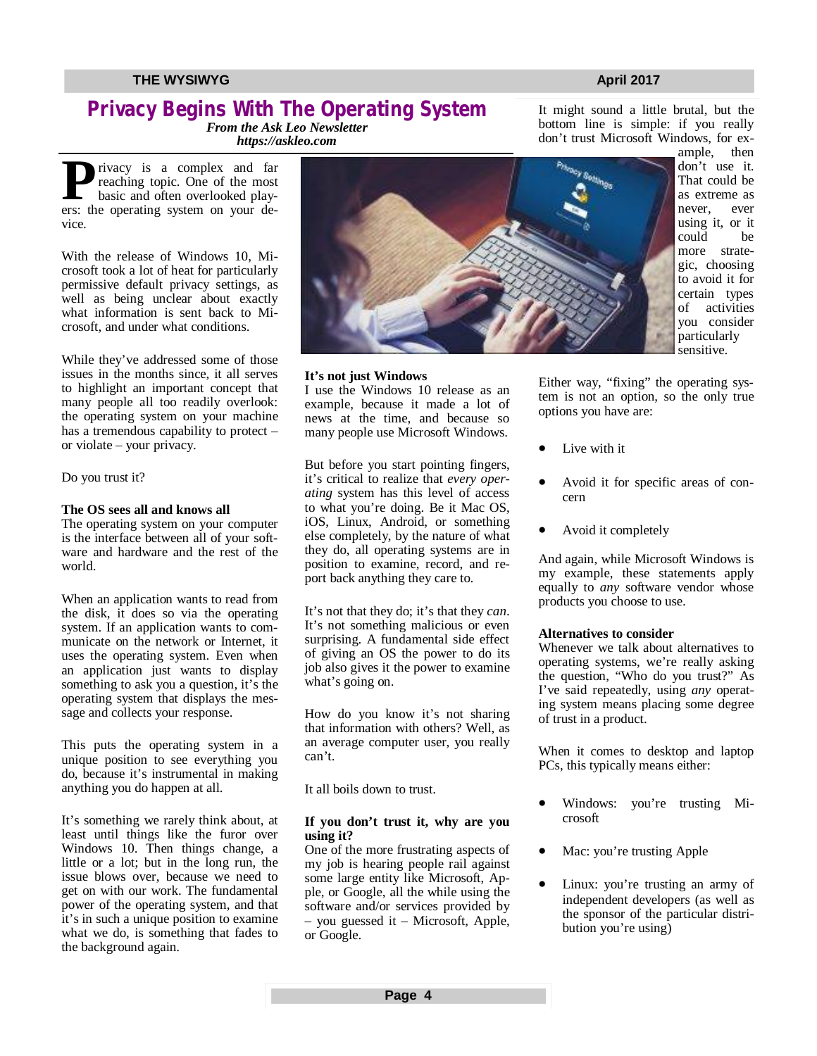# Privacy Begins With The Operating System

***From the Ask Leo Newsletter***
***https://askleo.com***

Privacy is a complex and far reaching topic. One of the most basic and often overlooked players: the operating system on your device.

With the release of Windows 10, Microsoft took a lot of heat for particularly permissive default privacy settings, as well as being unclear about exactly what information is sent back to Microsoft, and under what conditions.

While they've addressed some of those issues in the months since, it all serves to highlight an important concept that many people all too readily overlook: the operating system on your machine has a tremendous capability to protect – or violate – your privacy.

Do you trust it?

**The OS sees all and knows all**

The operating system on your computer is the interface between all of your software and hardware and the rest of the world.

When an application wants to read from the disk, it does so via the operating system. If an application wants to communicate on the network or Internet, it uses the operating system. Even when an application just wants to display something to ask you a question, it's the operating system that displays the message and collects your response.

This puts the operating system in a unique position to see everything you do, because it's instrumental in making anything you do happen at all.

It's something we rarely think about, at least until things like the furor over Windows 10. Then things change, a little or a lot; but in the long run, the issue blows over, because we need to get on with our work. The fundamental power of the operating system, and that it's in such a unique position to examine what we do, is something that fades to the background again.

**It's not just Windows**

I use the Windows 10 release as an example, because it made a lot of news at the time, and because so many people use Microsoft Windows.

But before you start pointing fingers, it's critical to realize that *every operating* system has this level of access to what you're doing. Be it Mac OS, iOS, Linux, Android, or something else completely, by the nature of what they do, all operating systems are in position to examine, record, and report back anything they care to.

It's not that they do; it's that they *can*. It's not something malicious or even surprising. A fundamental side effect of giving an OS the power to do its job also gives it the power to examine what's going on.

How do you know it's not sharing that information with others? Well, as an average computer user, you really can't.

It all boils down to trust.

**If you don't trust it, why are you using it?**

One of the more frustrating aspects of my job is hearing people rail against some large entity like Microsoft, Apple, or Google, all the while using the software and/or services provided by – you guessed it – Microsoft, Apple, or Google.

It might sound a little brutal, but the bottom line is simple: if you really don't trust Microsoft Windows, for example, then don't use it. That could be as extreme as never, ever using it, or it could be more strategic, choosing to avoid it for certain types of activities you consider particularly sensitive.

Either way, "fixing" the operating system is not an option, so the only true options you have are:

- Live with it
- Avoid it for specific areas of concern
- Avoid it completely

And again, while Microsoft Windows is my example, these statements apply equally to *any* software vendor whose products you choose to use.

**Alternatives to consider**

Whenever we talk about alternatives to operating systems, we're really asking the question, "Who do you trust?" As I've said repeatedly, using *any* operating system means placing some degree of trust in a product.

When it comes to desktop and laptop PCs, this typically means either:

- Windows: you're trusting Microsoft
- Mac: you're trusting Apple
- Linux: you're trusting an army of independent developers (as well as the sponsor of the particular distribution you're using)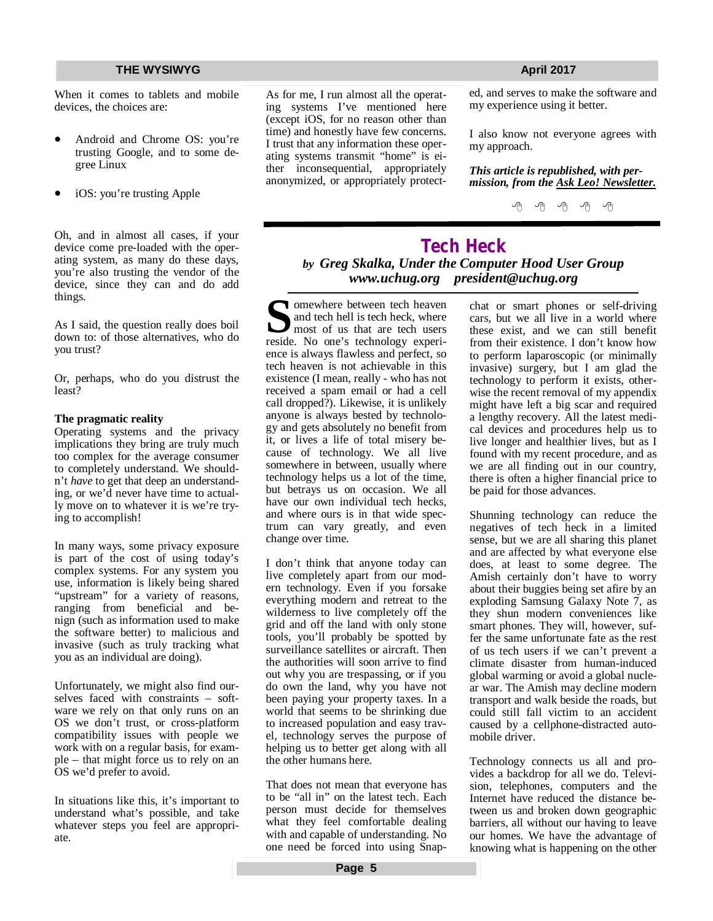When it comes to tablets and mobile devices, the choices are:

- Android and Chrome OS: you're trusting Google, and to some degree Linux
- iOS: you're trusting Apple

Oh, and in almost all cases, if your device come pre-loaded with the operating system, as many do these days, you're also trusting the vendor of the device, since they can and do add things.

As I said, the question really does boil down to: of those alternatives, who do you trust?

Or, perhaps, who do you distrust the least?

**The pragmatic reality**

Operating systems and the privacy implications they bring are truly much too complex for the average consumer to completely understand. We shouldn't *have* to get that deep an understanding, or we'd never have time to actually move on to whatever it is we're trying to accomplish!

In many ways, some privacy exposure is part of the cost of using today's complex systems. For any system you use, information is likely being shared "upstream" for a variety of reasons, ranging from beneficial and benign (such as information used to make the software better) to malicious and invasive (such as truly tracking what you as an individual are doing).

Unfortunately, we might also find ourselves faced with constraints – software we rely on that only runs on an OS we don't trust, or cross-platform compatibility issues with people we work with on a regular basis, for example – that might force us to rely on an OS we'd prefer to avoid.

In situations like this, it's important to understand what's possible, and take whatever steps you feel are appropriate.

As for me, I run almost all the operating systems I've mentioned here (except iOS, for no reason other than time) and honestly have few concerns. I trust that any information these operating systems transmit "home" is either inconsequential, appropriately anonymized, or appropriately protected, and serves to make the software and my experience using it better.

I also know not everyone agrees with my approach.

***This article is republished, with permission, from the Ask Leo! Newsletter.***

# Tech Heck

***by Greg Skalka, Under the Computer Hood User Group***
***www.uchug.org president@uchug.org***

Somewhere between tech heaven and tech hell is tech heck, where most of us that are tech users reside. No one's technology experience is always flawless and perfect, so tech heaven is not achievable in this existence (I mean, really - who has not received a spam email or had a cell call dropped?). Likewise, it is unlikely anyone is always bested by technology and gets absolutely no benefit from it, or lives a life of total misery because of technology. We all live somewhere in between, usually where technology helps us a lot of the time, but betrays us on occasion. We all have our own individual tech hecks, and where ours is in that wide spectrum can vary greatly, and even change over time.

I don't think that anyone today can live completely apart from our modern technology. Even if you forsake everything modern and retreat to the wilderness to live completely off the grid and off the land with only stone tools, you'll probably be spotted by surveillance satellites or aircraft. Then the authorities will soon arrive to find out why you are trespassing, or if you do own the land, why you have not been paying your property taxes. In a world that seems to be shrinking due to increased population and easy travel, technology serves the purpose of helping us to better get along with all the other humans here.

That does not mean that everyone has to be "all in" on the latest tech. Each person must decide for themselves what they feel comfortable dealing with and capable of understanding. No one need be forced into using Snapchat or smart phones or self-driving cars, but we all live in a world where these exist, and we can still benefit from their existence. I don't know how to perform laparoscopic (or minimally invasive) surgery, but I am glad the technology to perform it exists, otherwise the recent removal of my appendix might have left a big scar and required a lengthy recovery. All the latest medical devices and procedures help us to live longer and healthier lives, but as I found with my recent procedure, and as we are all finding out in our country, there is often a higher financial price to be paid for those advances.

Shunning technology can reduce the negatives of tech heck in a limited sense, but we are all sharing this planet and are affected by what everyone else does, at least to some degree. The Amish certainly don't have to worry about their buggies being set afire by an exploding Samsung Galaxy Note 7, as they shun modern conveniences like smart phones. They will, however, suffer the same unfortunate fate as the rest of us tech users if we can't prevent a climate disaster from human-induced global warming or avoid a global nuclear war. The Amish may decline modern transport and walk beside the roads, but could still fall victim to an accident caused by a cellphone-distracted automobile driver.

Technology connects us all and provides a backdrop for all we do. Television, telephones, computers and the Internet have reduced the distance between us and broken down geographic barriers, all without our having to leave our homes. We have the advantage of knowing what is happening on the other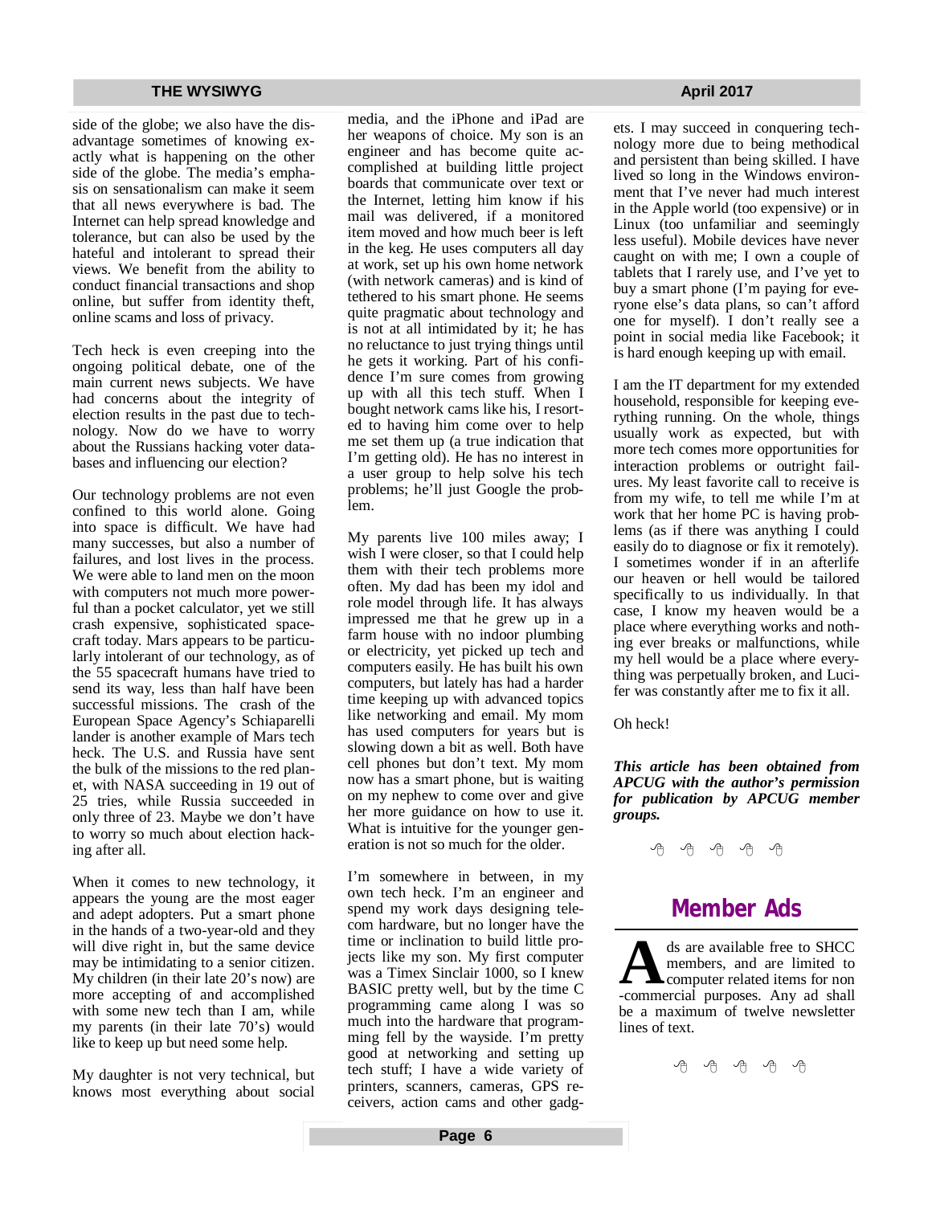side of the globe; we also have the disadvantage sometimes of knowing exactly what is happening on the other side of the globe. The media's emphasis on sensationalism can make it seem that all news everywhere is bad. The Internet can help spread knowledge and tolerance, but can also be used by the hateful and intolerant to spread their views. We benefit from the ability to conduct financial transactions and shop online, but suffer from identity theft, online scams and loss of privacy.

Tech heck is even creeping into the ongoing political debate, one of the main current news subjects. We have had concerns about the integrity of election results in the past due to technology. Now do we have to worry about the Russians hacking voter databases and influencing our election?

Our technology problems are not even confined to this world alone. Going into space is difficult. We have had many successes, but also a number of failures, and lost lives in the process. We were able to land men on the moon with computers not much more powerful than a pocket calculator, yet we still crash expensive, sophisticated spacecraft today. Mars appears to be particularly intolerant of our technology, as of the 55 spacecraft humans have tried to send its way, less than half have been successful missions. The crash of the European Space Agency's Schiaparelli lander is another example of Mars tech heck. The U.S. and Russia have sent the bulk of the missions to the red planet, with NASA succeeding in 19 out of 25 tries, while Russia succeeded in only three of 23. Maybe we don't have to worry so much about election hacking after all.

When it comes to new technology, it appears the young are the most eager and adept adopters. Put a smart phone in the hands of a two-year-old and they will dive right in, but the same device may be intimidating to a senior citizen. My children (in their late 20's now) are more accepting of and accomplished with some new tech than I am, while my parents (in their late 70's) would like to keep up but need some help.

My daughter is not very technical, but knows most everything about social media, and the iPhone and iPad are her weapons of choice. My son is an engineer and has become quite accomplished at building little project boards that communicate over text or the Internet, letting him know if his mail was delivered, if a monitored item moved and how much beer is left in the keg. He uses computers all day at work, set up his own home network (with network cameras) and is kind of tethered to his smart phone. He seems quite pragmatic about technology and is not at all intimidated by it; he has no reluctance to just trying things until he gets it working. Part of his confidence I'm sure comes from growing up with all this tech stuff. When I bought network cams like his, I resorted to having him come over to help me set them up (a true indication that I'm getting old). He has no interest in a user group to help solve his tech problems; he'll just Google the problem.

My parents live 100 miles away; I wish I were closer, so that I could help them with their tech problems more often. My dad has been my idol and role model through life. It has always impressed me that he grew up in a farm house with no indoor plumbing or electricity, yet picked up tech and computers easily. He has built his own computers, but lately has had a harder time keeping up with advanced topics like networking and email. My mom has used computers for years but is slowing down a bit as well. Both have cell phones but don't text. My mom now has a smart phone, but is waiting on my nephew to come over and give her more guidance on how to use it. What is intuitive for the younger generation is not so much for the older.

I'm somewhere in between, in my own tech heck. I'm an engineer and spend my work days designing telecom hardware, but no longer have the time or inclination to build little projects like my son. My first computer was a Timex Sinclair 1000, so I knew BASIC pretty well, but by the time C programming came along I was so much into the hardware that programming fell by the wayside. I'm pretty good at networking and setting up tech stuff; I have a wide variety of printers, scanners, cameras, GPS receivers, action cams and other gadgets. I may succeed in conquering technology more due to being methodical and persistent than being skilled. I have lived so long in the Windows environment that I've never had much interest in the Apple world (too expensive) or in Linux (too unfamiliar and seemingly less useful). Mobile devices have never caught on with me; I own a couple of tablets that I rarely use, and I've yet to buy a smart phone (I'm paying for everyone else's data plans, so can't afford one for myself). I don't really see a point in social media like Facebook; it is hard enough keeping up with email.

I am the IT department for my extended household, responsible for keeping everything running. On the whole, things usually work as expected, but with more tech comes more opportunities for interaction problems or outright failures. My least favorite call to receive is from my wife, to tell me while I'm at work that her home PC is having problems (as if there was anything I could easily do to diagnose or fix it remotely). I sometimes wonder if in an afterlife our heaven or hell would be tailored specifically to us individually. In that case, I know my heaven would be a place where everything works and nothing ever breaks or malfunctions, while my hell would be a place where everything was perpetually broken, and Lucifer was constantly after me to fix it all.

Oh heck!

***This article has been obtained from APCUG with the author's permission for publication by APCUG member groups.***

## Member Ads

Ads are available free to SHCC members, and are limited to computer related items for non-commercial purposes. Any ad shall be a maximum of twelve newsletter lines of text.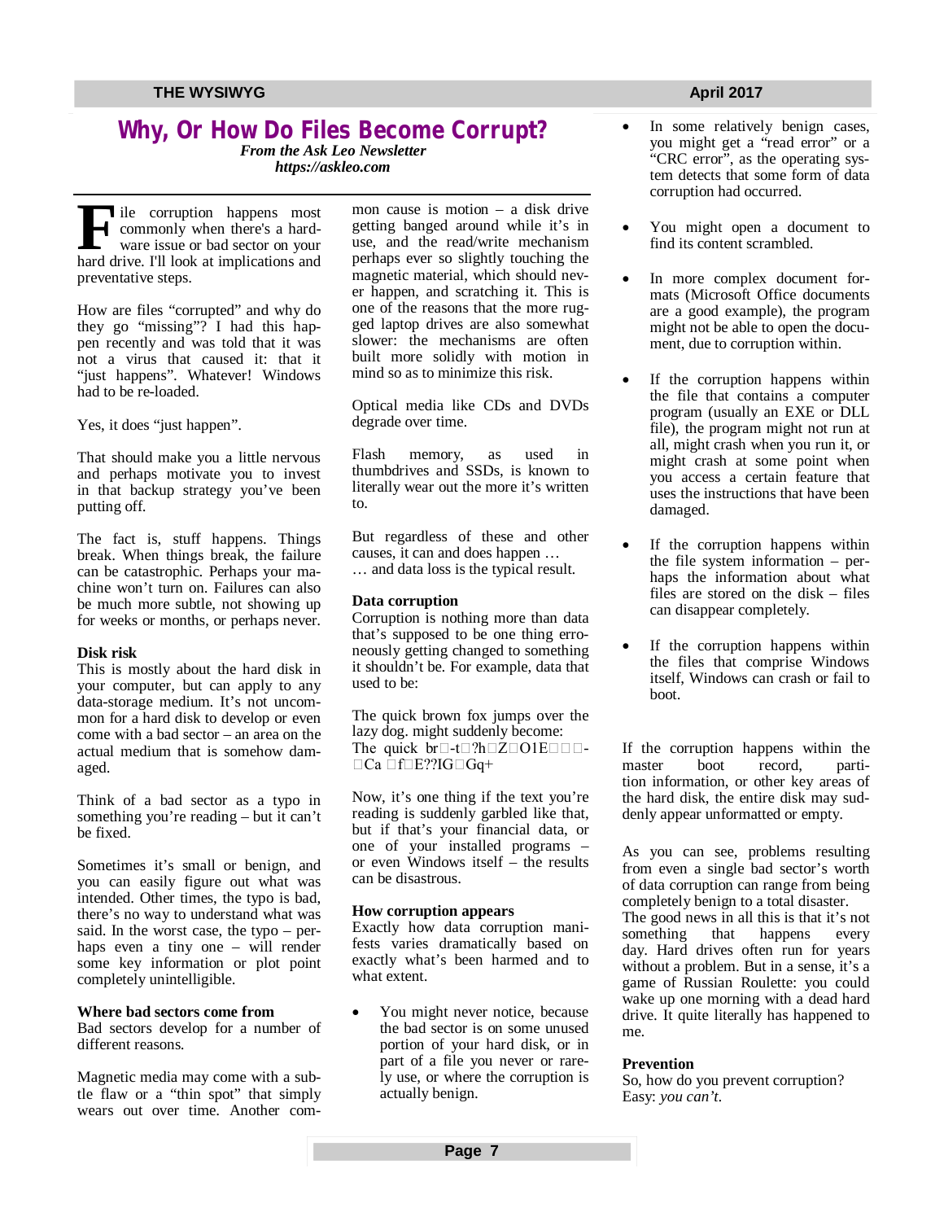# Why, Or How Do Files Become Corrupt?

***From the Ask Leo Newsletter***
***https://askleo.com***

File corruption happens most commonly when there's a hardware issue or bad sector on your hard drive. I'll look at implications and preventative steps.

How are files "corrupted" and why do they go "missing"? I had this happen recently and was told that it was not a virus that caused it: that it "just happens". Whatever! Windows had to be re-loaded.

Yes, it does "just happen".

That should make you a little nervous and perhaps motivate you to invest in that backup strategy you've been putting off.

The fact is, stuff happens. Things break. When things break, the failure can be catastrophic. Perhaps your machine won't turn on. Failures can also be much more subtle, not showing up for weeks or months, or perhaps never.

**Disk risk**
This is mostly about the hard disk in your computer, but can apply to any data-storage medium. It's not uncommon for a hard disk to develop or even come with a bad sector – an area on the actual medium that is somehow damaged.

Think of a bad sector as a typo in something you're reading – but it can't be fixed.

Sometimes it's small or benign, and you can easily figure out what was intended. Other times, the typo is bad, there's no way to understand what was said. In the worst case, the typo – perhaps even a tiny one – will render some key information or plot point completely unintelligible.

**Where bad sectors come from**
Bad sectors develop for a number of different reasons.

Magnetic media may come with a subtle flaw or a "thin spot" that simply wears out over time. Another common cause is motion – a disk drive getting banged around while it's in use, and the read/write mechanism perhaps ever so slightly touching the magnetic material, which should never happen, and scratching it. This is one of the reasons that the more rugged laptop drives are also somewhat slower: the mechanisms are often built more solidly with motion in mind so as to minimize this risk.

Optical media like CDs and DVDs degrade over time.

Flash memory, as used in thumbdrives and SSDs, is known to literally wear out the more it's written to.

But regardless of these and other causes, it can and does happen …
… and data loss is the typical result.

**Data corruption**
Corruption is nothing more than data that's supposed to be one thing erroneously getting changed to something it shouldn't be. For example, data that used to be:

The quick brown fox jumps over the lazy dog. might suddenly become:
The quick br□-t□?h□Z□O1E□□□-□Ca □f□E??IG□Gq+

Now, it's one thing if the text you're reading is suddenly garbled like that, but if that's your financial data, or one of your installed programs – or even Windows itself – the results can be disastrous.

**How corruption appears**
Exactly how data corruption manifests varies dramatically based on exactly what's been harmed and to what extent.

- You might never notice, because the bad sector is on some unused portion of your hard disk, or in part of a file you never or rarely use, or where the corruption is actually benign.
- In some relatively benign cases, you might get a "read error" or a "CRC error", as the operating system detects that some form of data corruption had occurred.
- You might open a document to find its content scrambled.
- In more complex document formats (Microsoft Office documents are a good example), the program might not be able to open the document, due to corruption within.
- If the corruption happens within the file that contains a computer program (usually an EXE or DLL file), the program might not run at all, might crash when you run it, or might crash at some point when you access a certain feature that uses the instructions that have been damaged.
- If the corruption happens within the file system information – perhaps the information about what files are stored on the disk – files can disappear completely.
- If the corruption happens within the files that comprise Windows itself, Windows can crash or fail to boot.

If the corruption happens within the master boot record, partition information, or other key areas of the hard disk, the entire disk may suddenly appear unformatted or empty.

As you can see, problems resulting from even a single bad sector's worth of data corruption can range from being completely benign to a total disaster.
The good news in all this is that it's not something that happens every day. Hard drives often run for years without a problem. But in a sense, it's a game of Russian Roulette: you could wake up one morning with a dead hard drive. It quite literally has happened to me.

**Prevention**
So, how do you prevent corruption?
Easy: *you can't.*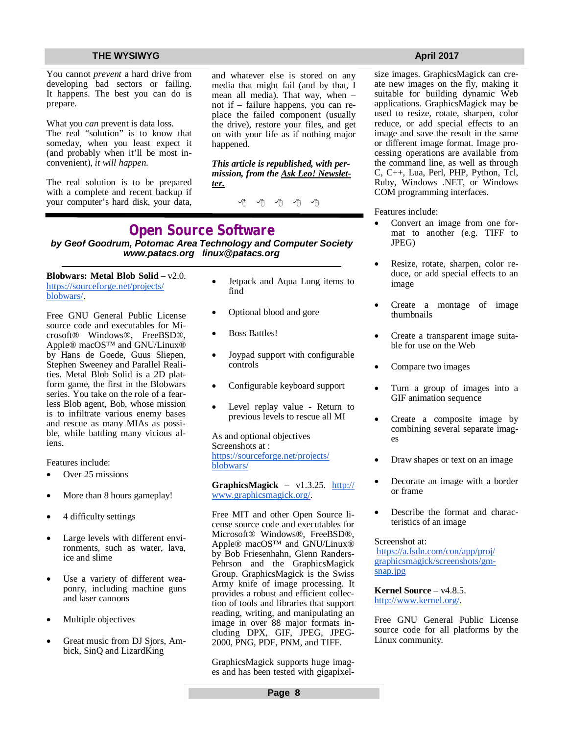You cannot *prevent* a hard drive from developing bad sectors or failing. It happens. The best you can do is prepare.

What you *can* prevent is data loss. The real "solution" is to know that someday, when you least expect it (and probably when it'll be most inconvenient), *it will happen.*

The real solution is to be prepared with a complete and recent backup if your computer's hard disk, your data, and whatever else is stored on any media that might fail (and by that, I mean all media). That way, when – not if – failure happens, you can replace the failed component (usually the drive), restore your files, and get on with your life as if nothing major happened.

***This article is republished, with permission, from the Ask Leo! Newsletter.***

# Open Source Software

***by Geof Goodrum, Potomac Area Technology and Computer Society***
***www.patacs.org linux@patacs.org***

**Blobwars: Metal Blob Solid** – v2.0. https://sourceforge.net/projects/blobwars/.

Free GNU General Public License source code and executables for Microsoft® Windows®, FreeBSD®, Apple® macOS™ and GNU/Linux® by Hans de Goede, Guus Sliepen, Stephen Sweeney and Parallel Realities. Metal Blob Solid is a 2D platform game, the first in the Blobwars series. You take on the role of a fearless Blob agent, Bob, whose mission is to infiltrate various enemy bases and rescue as many MIAs as possible, while battling many vicious aliens.

Features include:

- Over 25 missions
- More than 8 hours gameplay!
- 4 difficulty settings
- Large levels with different environments, such as water, lava, ice and slime
- Use a variety of different weaponry, including machine guns and laser cannons
- Multiple objectives
- Great music from DJ Sjors, Ambick, SinQ and LizardKing
- Jetpack and Aqua Lung items to find
- Optional blood and gore
- Boss Battles!
- Joypad support with configurable controls
- Configurable keyboard support
- Level replay value - Return to previous levels to rescue all MI

As and optional objectives
Screenshots at : https://sourceforge.net/projects/blobwars/

**GraphicsMagick** – v1.3.25. http://www.graphicsmagick.org/.

Free MIT and other Open Source license source code and executables for Microsoft® Windows®, FreeBSD®, Apple® macOS™ and GNU/Linux® by Bob Friesenhahn, Glenn Randers-Pehrson and the GraphicsMagick Group. GraphicsMagick is the Swiss Army knife of image processing. It provides a robust and efficient collection of tools and libraries that support reading, writing, and manipulating an image in over 88 major formats including DPX, GIF, JPEG, JPEG-2000, PNG, PDF, PNM, and TIFF.

GraphicsMagick supports huge images and has been tested with gigapixel-size images. GraphicsMagick can create new images on the fly, making it suitable for building dynamic Web applications. GraphicsMagick may be used to resize, rotate, sharpen, color reduce, or add special effects to an image and save the result in the same or different image format. Image processing operations are available from the command line, as well as through C, C++, Lua, Perl, PHP, Python, Tcl, Ruby, Windows .NET, or Windows COM programming interfaces.

Features include:

- Convert an image from one format to another (e.g. TIFF to JPEG)
- Resize, rotate, sharpen, color reduce, or add special effects to an image
- Create a montage of image thumbnails
- Create a transparent image suitable for use on the Web
- Compare two images
- Turn a group of images into a GIF animation sequence
- Create a composite image by combining several separate images
- Draw shapes or text on an image
- Decorate an image with a border or frame
- Describe the format and characteristics of an image

Screenshot at:
https://a.fsdn.com/con/app/proj/graphicsmagick/screenshots/gm-snap.jpg

**Kernel Source** – v4.8.5. http://www.kernel.org/.

Free GNU General Public License source code for all platforms by the Linux community.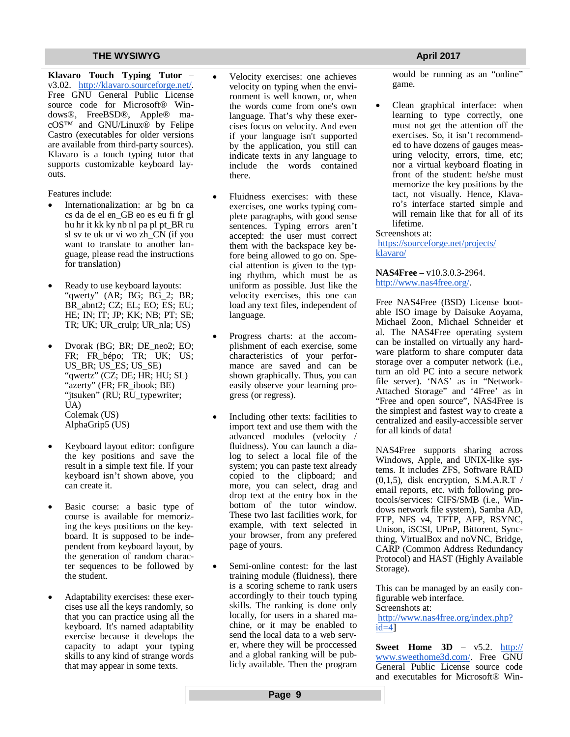**Klavaro Touch Typing Tutor** – v3.02. http://klavaro.sourceforge.net/. Free GNU General Public License source code for Microsoft® Windows®, FreeBSD®, Apple® macOS™ and GNU/Linux® by Felipe Castro (executables for older versions are available from third-party sources). Klavaro is a touch typing tutor that supports customizable keyboard layouts.

Features include:

- Internationalization: ar bg bn ca cs da de el en_GB eo es eu fi fr gl hu hr it kk ky nb nl pa pl pt_BR ru sl sv te uk ur vi wo zh_CN (if you want to translate to another language, please read the instructions for translation)

- Ready to use keyboard layouts: "qwerty" (AR; BG; BG_2; BR; BR_abnt2; CZ; EL; EO; ES; EU; HE; IN; IT; JP; KK; NB; PT; SE; TR; UK; UR_crulp; UR_nla; US)

- Dvorak (BG; BR; DE_neo2; EO; FR; FR_bépo; TR; UK; US; US_BR; US_ES; US_SE)
  "qwertz" (CZ; DE; HR; HU; SL)
  "azerty" (FR; FR_ibook; BE)
  "jtsuken" (RU; RU_typewriter; UA)
  Colemak (US)
  AlphaGrip5 (US)

- Keyboard layout editor: configure the key positions and save the result in a simple text file. If your keyboard isn't shown above, you can create it.

- Basic course: a basic type of course is available for memorizing the keys positions on the keyboard. It is supposed to be independent from keyboard layout, by the generation of random character sequences to be followed by the student.

- Adaptability exercises: these exercises use all the keys randomly, so that you can practice using all the keyboard. It's named adaptability exercise because it develops the capacity to adapt your typing skills to any kind of strange words that may appear in some texts.

- Velocity exercises: one achieves velocity on typing when the environment is well known, or, when the words come from one's own language. That's why these exercises focus on velocity. And even if your language isn't supported by the application, you still can indicate texts in any language to include the words contained there.

- Fluidness exercises: with these exercises, one works typing complete paragraphs, with good sense sentences. Typing errors aren't accepted: the user must correct them with the backspace key before being allowed to go on. Special attention is given to the typing rhythm, which must be as uniform as possible. Just like the velocity exercises, this one can load any text files, independent of language.

- Progress charts: at the accomplishment of each exercise, some characteristics of your performance are saved and can be shown graphically. Thus, you can easily observe your learning progress (or regress).

- Including other texts: facilities to import text and use them with the advanced modules (velocity / fluidness). You can launch a dialog to select a local file of the system; you can paste text already copied to the clipboard; and more, you can select, drag and drop text at the entry box in the bottom of the tutor window. These two last facilities work, for example, with text selected in your browser, from any prefered page of yours.

- Semi-online contest: for the last training module (fluidness), there is a scoring scheme to rank users accordingly to their touch typing skills. The ranking is done only locally, for users in a shared machine, or it may be enabled to send the local data to a web server, where they will be proccessed and a global ranking will be publicly available. Then the program would be running as an "online" game.

- Clean graphical interface: when learning to type correctly, one must not get the attention off the exercises. So, it isn't recommended to have dozens of gauges measuring velocity, errors, time, etc; nor a virtual keyboard floating in front of the student: he/she must memorize the key positions by the tact, not visually. Hence, Klavaro's interface started simple and will remain like that for all of its lifetime.

Screenshots at:
https://sourceforge.net/projects/klavaro/

**NAS4Free** – v10.3.0.3-2964. http://www.nas4free.org/.

Free NAS4Free (BSD) License bootable ISO image by Daisuke Aoyama, Michael Zoon, Michael Schneider et al. The NAS4Free operating system can be installed on virtually any hardware platform to share computer data storage over a computer network (i.e., turn an old PC into a secure network file server). 'NAS' as in "Network-Attached Storage" and '4Free' as in "Free and open source", NAS4Free is the simplest and fastest way to create a centralized and easily-accessible server for all kinds of data!

NAS4Free supports sharing across Windows, Apple, and UNIX-like systems. It includes ZFS, Software RAID (0,1,5), disk encryption, S.M.A.R.T / email reports, etc. with following protocols/services: CIFS/SMB (i.e., Windows network file system), Samba AD, FTP, NFS v4, TFTP, AFP, RSYNC, Unison, iSCSI, UPnP, Bittorent, Syncthing, VirtualBox and noVNC, Bridge, CARP (Common Address Redundancy Protocol) and HAST (Highly Available Storage).

This can be managed by an easily configurable web interface.
Screenshots at:
http://www.nas4free.org/index.php?id=4]

**Sweet Home 3D** – v5.2. http://www.sweethome3d.com/. Free GNU General Public License source code and executables for Microsoft® Win-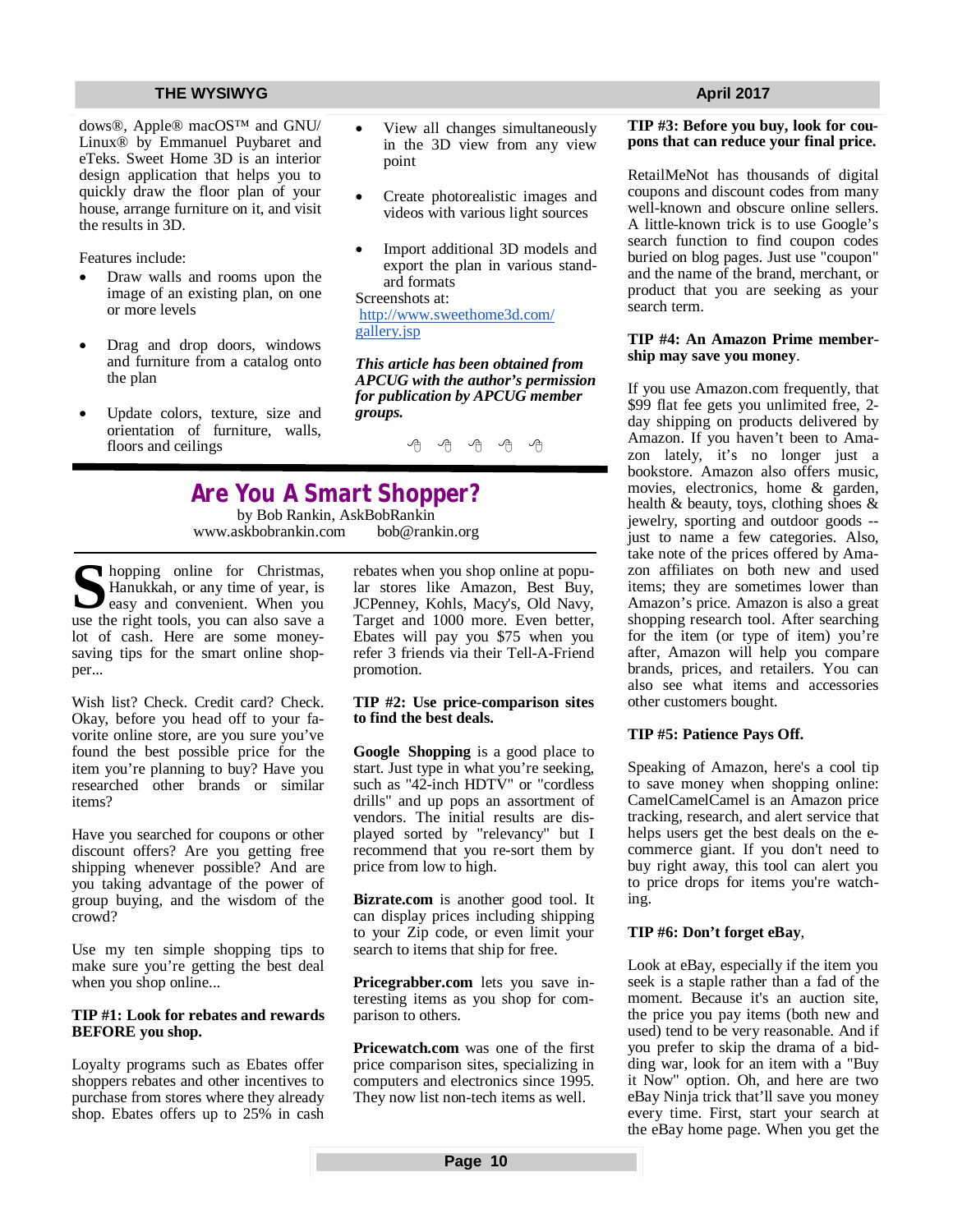dows®, Apple® macOS™ and GNU/Linux® by Emmanuel Puybaret and eTeks. Sweet Home 3D is an interior design application that helps you to quickly draw the floor plan of your house, arrange furniture on it, and visit the results in 3D.

Features include:

- Draw walls and rooms upon the image of an existing plan, on one or more levels
- Drag and drop doors, windows and furniture from a catalog onto the plan
- Update colors, texture, size and orientation of furniture, walls, floors and ceilings
- View all changes simultaneously in the 3D view from any view point
- Create photorealistic images and videos with various light sources
- Import additional 3D models and export the plan in various standard formats

Screenshots at:
http://www.sweethome3d.com/gallery.jsp

***This article has been obtained from APCUG with the author's permission for publication by APCUG member groups.***

# Are You A Smart Shopper?

by Bob Rankin, AskBobRankin
www.askbobrankin.com   bob@rankin.org

Shopping online for Christmas, Hanukkah, or any time of year, is easy and convenient. When you use the right tools, you can also save a lot of cash. Here are some money-saving tips for the smart online shopper...

Wish list? Check. Credit card? Check. Okay, before you head off to your favorite online store, are you sure you've found the best possible price for the item you're planning to buy? Have you researched other brands or similar items?

Have you searched for coupons or other discount offers? Are you getting free shipping whenever possible? And are you taking advantage of the power of group buying, and the wisdom of the crowd?

Use my ten simple shopping tips to make sure you're getting the best deal when you shop online...

**TIP #1: Look for rebates and rewards BEFORE you shop.**

Loyalty programs such as Ebates offer shoppers rebates and other incentives to purchase from stores where they already shop. Ebates offers up to 25% in cash rebates when you shop online at popular stores like Amazon, Best Buy, JCPenney, Kohls, Macy's, Old Navy, Target and 1000 more. Even better, Ebates will pay you $75 when you refer 3 friends via their Tell-A-Friend promotion.

**TIP #2: Use price-comparison sites to find the best deals.**

**Google Shopping** is a good place to start. Just type in what you're seeking, such as "42-inch HDTV" or "cordless drills" and up pops an assortment of vendors. The initial results are displayed sorted by "relevancy" but I recommend that you re-sort them by price from low to high.

**Bizrate.com** is another good tool. It can display prices including shipping to your Zip code, or even limit your search to items that ship for free.

**Pricegrabber.com** lets you save interesting items as you shop for comparison to others.

**Pricewatch.com** was one of the first price comparison sites, specializing in computers and electronics since 1995. They now list non-tech items as well.

**TIP #3: Before you buy, look for coupons that can reduce your final price.**

RetailMeNot has thousands of digital coupons and discount codes from many well-known and obscure online sellers. A little-known trick is to use Google's search function to find coupon codes buried on blog pages. Just use "coupon" and the name of the brand, merchant, or product that you are seeking as your search term.

**TIP #4: An Amazon Prime membership may save you money**.

If you use Amazon.com frequently, that $99 flat fee gets you unlimited free, 2-day shipping on products delivered by Amazon. If you haven't been to Amazon lately, it's no longer just a bookstore. Amazon also offers music, movies, electronics, home & garden, health & beauty, toys, clothing shoes & jewelry, sporting and outdoor goods -- just to name a few categories. Also, take note of the prices offered by Amazon affiliates on both new and used items; they are sometimes lower than Amazon's price. Amazon is also a great shopping research tool. After searching for the item (or type of item) you're after, Amazon will help you compare brands, prices, and retailers. You can also see what items and accessories other customers bought.

**TIP #5: Patience Pays Off.**

Speaking of Amazon, here's a cool tip to save money when shopping online: CamelCamelCamel is an Amazon price tracking, research, and alert service that helps users get the best deals on the e-commerce giant. If you don't need to buy right away, this tool can alert you to price drops for items you're watching.

**TIP #6: Don't forget eBay**,

Look at eBay, especially if the item you seek is a staple rather than a fad of the moment. Because it's an auction site, the price you pay items (both new and used) tend to be very reasonable. And if you prefer to skip the drama of a bidding war, look for an item with a "Buy it Now" option. Oh, and here are two eBay Ninja trick that'll save you money every time. First, start your search at the eBay home page. When you get the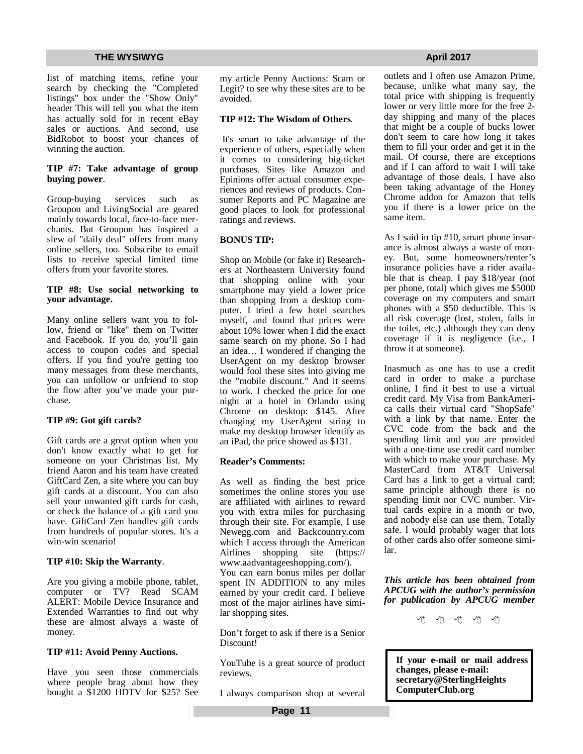list of matching items, refine your search by checking the "Completed listings" box under the "Show Only" header This will tell you what the item has actually sold for in recent eBay sales or auctions. And second, use BidRobot to boost your chances of winning the auction.

**TIP #7: Take advantage of group buying power**.

Group-buying services such as Groupon and LivingSocial are geared mainly towards local, face-to-face merchants. But Groupon has inspired a slew of "daily deal" offers from many online sellers, too. Subscribe to email lists to receive special limited time offers from your favorite stores.

**TIP #8: Use social networking to your advantage.**

Many online sellers want you to follow, friend or "like" them on Twitter and Facebook. If you do, you'll gain access to coupon codes and special offers. If you find you're getting too many messages from these merchants, you can unfollow or unfriend to stop the flow after you've made your purchase.

**TIP #9: Got gift cards?**

Gift cards are a great option when you don't know exactly what to get for someone on your Christmas list. My friend Aaron and his team have created GiftCard Zen, a site where you can buy gift cards at a discount. You can also sell your unwanted gift cards for cash, or check the balance of a gift card you have. GiftCard Zen handles gift cards from hundreds of popular stores. It's a win-win scenario!

**TIP #10: Skip the Warranty**.

Are you giving a mobile phone, tablet, computer or TV? Read SCAM ALERT: Mobile Device Insurance and Extended Warranties to find out why these are almost always a waste of money.

**TIP #11: Avoid Penny Auctions.**

Have you seen those commercials where people brag about how they bought a $1200 HDTV for $25? See my article Penny Auctions: Scam or Legit? to see why these sites are to be avoided.

**TIP #12: The Wisdom of Others**.

It's smart to take advantage of the experience of others, especially when it comes to considering big-ticket purchases. Sites like Amazon and Epinions offer actual consumer experiences and reviews of products. Consumer Reports and PC Magazine are good places to look for professional ratings and reviews.

**BONUS TIP:**

Shop on Mobile (or fake it) Researchers at Northeastern University found that shopping online with your smartphone may yield a lower price than shopping from a desktop computer. I tried a few hotel searches myself, and found that prices were about 10% lower when I did the exact same search on my phone. So I had an idea… I wondered if changing the UserAgent on my desktop browser would fool these sites into giving me the "mobile discount." And it seems to work. I checked the price for one night at a hotel in Orlando using Chrome on desktop: $145. After changing my UserAgent string to make my desktop browser identify as an iPad, the price showed as $131.

**Reader's Comments:**

As well as finding the best price sometimes the online stores you use are affiliated with airlines to reward you with extra miles for purchasing through their site. For example, I use Newegg.com and Backcountry.com which I access through the American Airlines shopping site (https://www.aadvantageeshopping.com/). You can earn bonus miles per dollar spent IN ADDITION to any miles earned by your credit card. I believe most of the major airlines have similar shopping sites.

Don't forget to ask if there is a Senior Discount!

YouTube is a great source of product reviews.

I always comparison shop at several outlets and I often use Amazon Prime, because, unlike what many say, the total price with shipping is frequently lower or very little more for the free 2-day shipping and many of the places that might be a couple of bucks lower don't seem to care how long it takes them to fill your order and get it in the mail. Of course, there are exceptions and if I can afford to wait I will take advantage of those deals. I have also been taking advantage of the Honey Chrome addon for Amazon that tells you if there is a lower price on the same item.

As I said in tip #10, smart phone insurance is almost always a waste of money. But, some homeowners/renter's insurance policies have a rider available that is cheap. I pay $18/year (not per phone, total) which gives me $5000 coverage on my computers and smart phones with a $50 deductible. This is all risk coverage (lost, stolen, falls in the toilet, etc.) although they can deny coverage if it is negligence (i.e., I throw it at someone).

Inasmuch as one has to use a credit card in order to make a purchase online, I find it best to use a virtual credit card. My Visa from BankAmerica calls their virtual card "ShopSafe" with a link by that name. Enter the CVC code from the back and the spending limit and you are provided with a one-time use credit card number with which to make your purchase. My MasterCard from AT&T Universal Card has a link to get a virtual card; same principle although there is no spending limit nor CVC number. Virtual cards expire in a month or two, and nobody else can use them. Totally safe. I would probably wager that lots of other cards also offer someone similar.

***This article has been obtained from APCUG with the author's permission for publication by APCUG member***

**If your e-mail or mail address changes, please e-mail: secretary@SterlingHeights ComputerClub.org**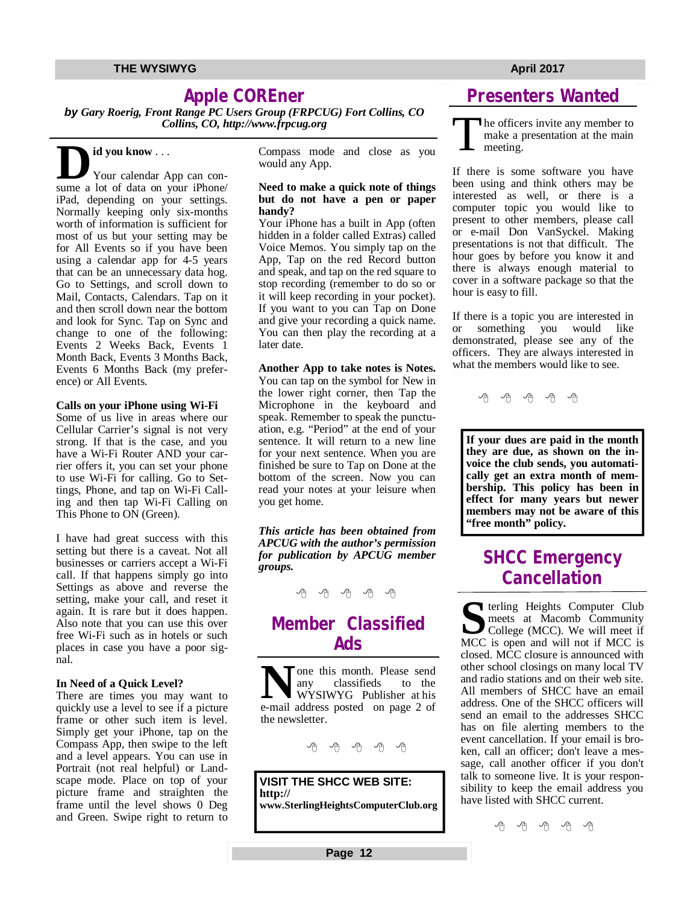# Apple COREner

***by Gary Roerig, Front Range PC Users Group (FRPCUG) Fort Collins, CO Collins, CO, http://www.frpcug.org***

**Did you know** . . .

Your calendar App can consume a lot of data on your iPhone/iPad, depending on your settings. Normally keeping only six-months worth of information is sufficient for most of us but your setting may be for All Events so if you have been using a calendar app for 4-5 years that can be an unnecessary data hog. Go to Settings, and scroll down to Mail, Contacts, Calendars. Tap on it and then scroll down near the bottom and look for Sync. Tap on Sync and change to one of the following: Events 2 Weeks Back, Events 1 Month Back, Events 3 Months Back, Events 6 Months Back (my preference) or All Events.

**Calls on your iPhone using Wi-Fi**

Some of us live in areas where our Cellular Carrier's signal is not very strong. If that is the case, and you have a Wi-Fi Router AND your carrier offers it, you can set your phone to use Wi-Fi for calling. Go to Settings, Phone, and tap on Wi-Fi Calling and then tap Wi-Fi Calling on This Phone to ON (Green).

I have had great success with this setting but there is a caveat. Not all businesses or carriers accept a Wi-Fi call. If that happens simply go into Settings as above and reverse the setting, make your call, and reset it again. It is rare but it does happen. Also note that you can use this over free Wi-Fi such as in hotels or such places in case you have a poor signal.

**In Need of a Quick Level?**

There are times you may want to quickly use a level to see if a picture frame or other such item is level. Simply get your iPhone, tap on the Compass App, then swipe to the left and a level appears. You can use in Portrait (not real helpful) or Landscape mode. Place on top of your picture frame and straighten the frame until the level shows 0 Deg and Green. Swipe right to return to Compass mode and close as you would any App.

**Need to make a quick note of things but do not have a pen or paper handy?**

Your iPhone has a built in App (often hidden in a folder called Extras) called Voice Memos. You simply tap on the App, Tap on the red Record button and speak, and tap on the red square to stop recording (remember to do so or it will keep recording in your pocket). If you want to you can Tap on Done and give your recording a quick name. You can then play the recording at a later date.

**Another App to take notes is Notes.** You can tap on the symbol for New in the lower right corner, then Tap the Microphone in the keyboard and speak. Remember to speak the punctuation, e.g. "Period" at the end of your sentence. It will return to a new line for your next sentence. When you are finished be sure to Tap on Done at the bottom of the screen. Now you can read your notes at your leisure when you get home.

***This article has been obtained from APCUG with the author's permission for publication by APCUG member groups.***

# Member Classified Ads

None this month. Please send any classifieds to the WYSIWYG Publisher at his e-mail address posted on page 2 of the newsletter.

**VISIT THE SHCC WEB SITE: http://www.SterlingHeightsComputerClub.org**

# Presenters Wanted

The officers invite any member to make a presentation at the main meeting.

If there is some software you have been using and think others may be interested as well, or there is a computer topic you would like to present to other members, please call or e-mail Don VanSyckel. Making presentations is not that difficult. The hour goes by before you know it and there is always enough material to cover in a software package so that the hour is easy to fill.

If there is a topic you are interested in or something you would like demonstrated, please see any of the officers. They are always interested in what the members would like to see.

**If your dues are paid in the month they are due, as shown on the invoice the club sends, you automatically get an extra month of membership. This policy has been in effect for many years but newer members may not be aware of this "free month" policy.**

# SHCC Emergency Cancellation

Sterling Heights Computer Club meets at Macomb Community College (MCC). We will meet if MCC is open and will not if MCC is closed. MCC closure is announced with other school closings on many local TV and radio stations and on their web site. All members of SHCC have an email address. One of the SHCC officers will send an email to the addresses SHCC has on file alerting members to the event cancellation. If your email is broken, call an officer; don't leave a message, call another officer if you don't talk to someone live. It is your responsibility to keep the email address you have listed with SHCC current.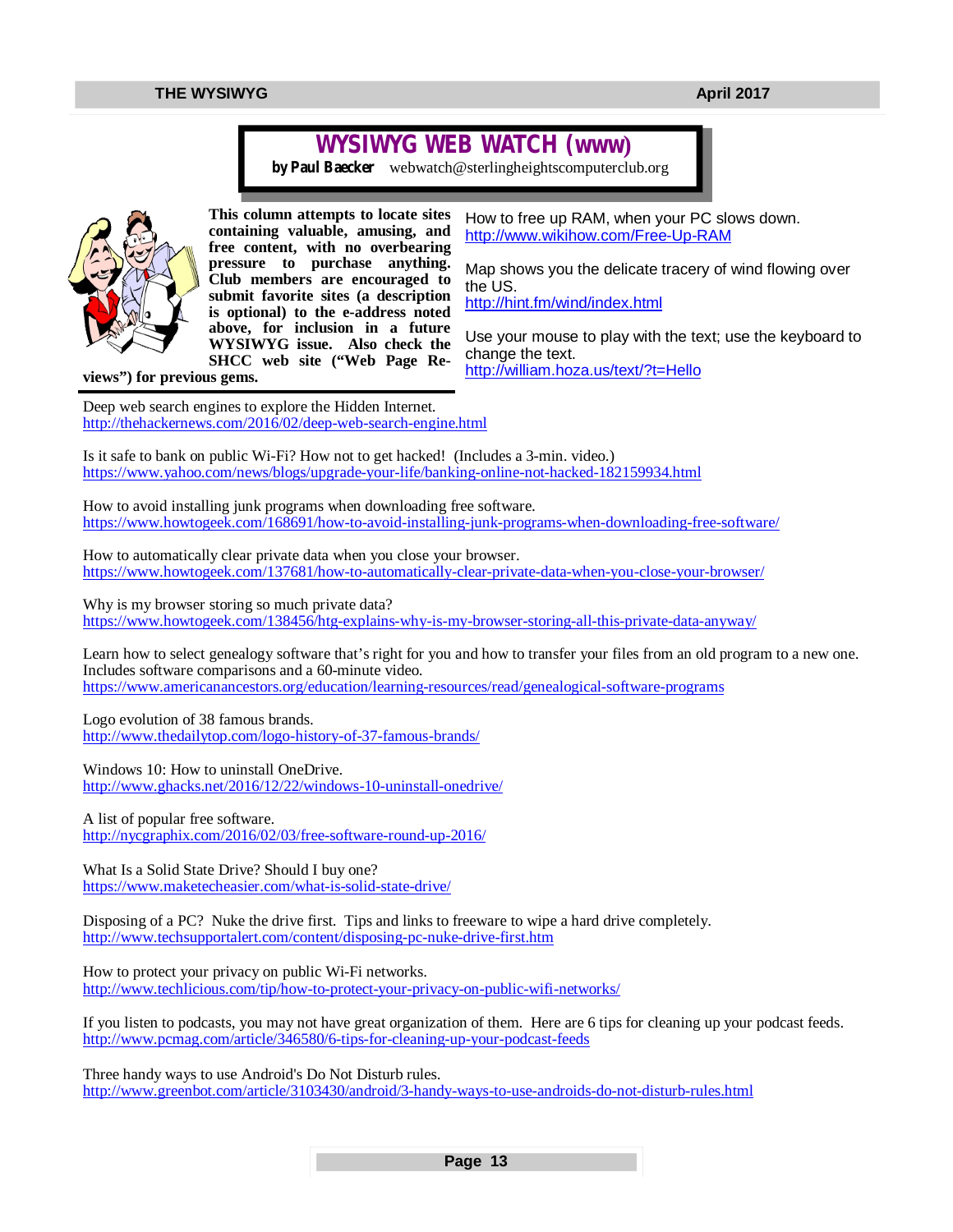# WYSIWYG WEB WATCH (www)

**by Paul Baecker** webwatch@sterlingheightscomputerclub.org

**This column attempts to locate sites containing valuable, amusing, and free content, with no overbearing pressure to purchase anything. Club members are encouraged to submit favorite sites (a description is optional) to the e-address noted above, for inclusion in a future WYSIWYG issue. Also check the SHCC web site ("Web Page Reviews") for previous gems.**

How to free up RAM, when your PC slows down.
http://www.wikihow.com/Free-Up-RAM

Map shows you the delicate tracery of wind flowing over the US.
http://hint.fm/wind/index.html

Use your mouse to play with the text; use the keyboard to change the text.
http://william.hoza.us/text/?t=Hello

Deep web search engines to explore the Hidden Internet.
http://thehackernews.com/2016/02/deep-web-search-engine.html

Is it safe to bank on public Wi-Fi? How not to get hacked! (Includes a 3-min. video.)
https://www.yahoo.com/news/blogs/upgrade-your-life/banking-online-not-hacked-182159934.html

How to avoid installing junk programs when downloading free software.
https://www.howtogeek.com/168691/how-to-avoid-installing-junk-programs-when-downloading-free-software/

How to automatically clear private data when you close your browser.
https://www.howtogeek.com/137681/how-to-automatically-clear-private-data-when-you-close-your-browser/

Why is my browser storing so much private data?
https://www.howtogeek.com/138456/htg-explains-why-is-my-browser-storing-all-this-private-data-anyway/

Learn how to select genealogy software that's right for you and how to transfer your files from an old program to a new one. Includes software comparisons and a 60-minute video.
https://www.americanancestors.org/education/learning-resources/read/genealogical-software-programs

Logo evolution of 38 famous brands.
http://www.thedailytop.com/logo-history-of-37-famous-brands/

Windows 10: How to uninstall OneDrive.
http://www.ghacks.net/2016/12/22/windows-10-uninstall-onedrive/

A list of popular free software.
http://nycgraphix.com/2016/02/03/free-software-round-up-2016/

What Is a Solid State Drive? Should I buy one?
https://www.maketecheasier.com/what-is-solid-state-drive/

Disposing of a PC? Nuke the drive first. Tips and links to freeware to wipe a hard drive completely.
http://www.techsupportalert.com/content/disposing-pc-nuke-drive-first.htm

How to protect your privacy on public Wi-Fi networks.
http://www.techlicious.com/tip/how-to-protect-your-privacy-on-public-wifi-networks/

If you listen to podcasts, you may not have great organization of them. Here are 6 tips for cleaning up your podcast feeds.
http://www.pcmag.com/article/346580/6-tips-for-cleaning-up-your-podcast-feeds

Three handy ways to use Android's Do Not Disturb rules.
http://www.greenbot.com/article/3103430/android/3-handy-ways-to-use-androids-do-not-disturb-rules.html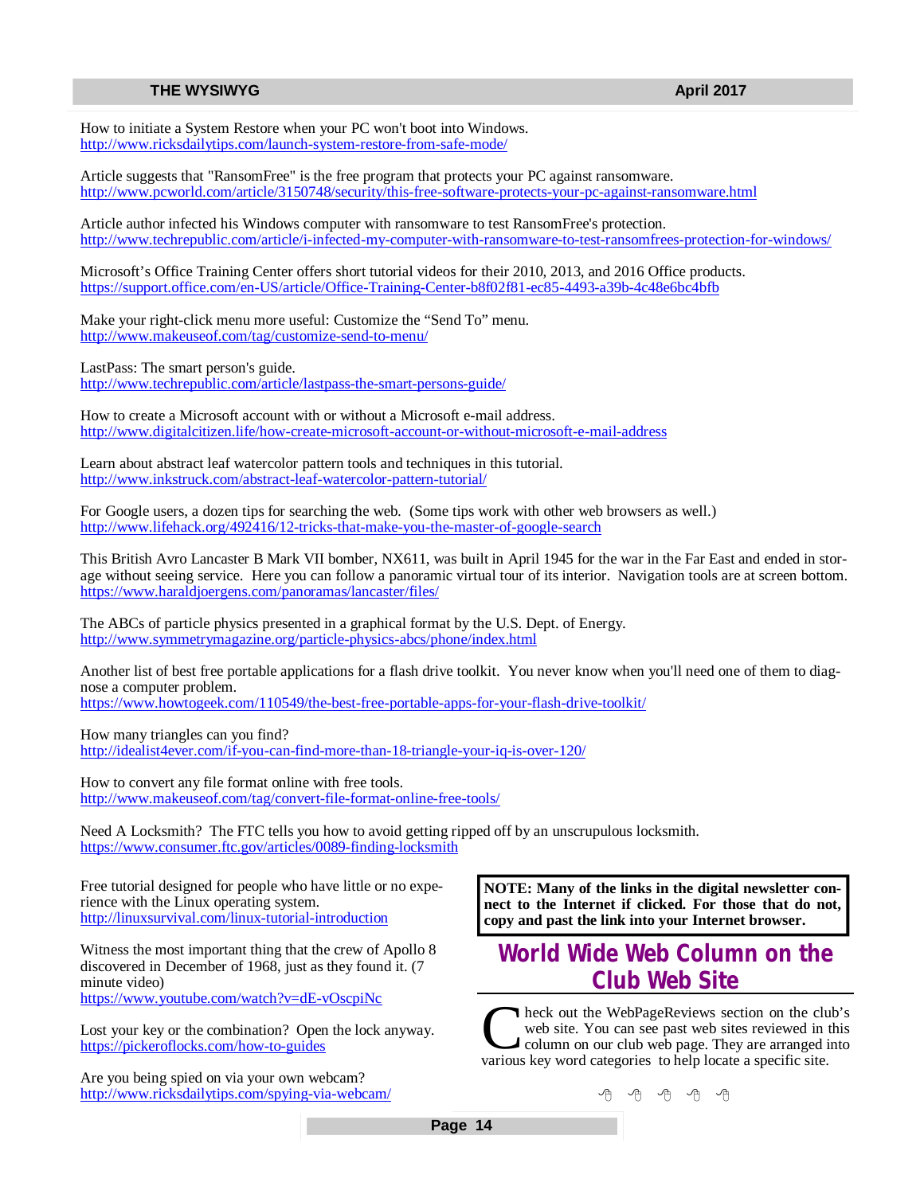How to initiate a System Restore when your PC won't boot into Windows.
http://www.ricksdailytips.com/launch-system-restore-from-safe-mode/

Article suggests that "RansomFree" is the free program that protects your PC against ransomware.
http://www.pcworld.com/article/3150748/security/this-free-software-protects-your-pc-against-ransomware.html

Article author infected his Windows computer with ransomware to test RansomFree's protection.
http://www.techrepublic.com/article/i-infected-my-computer-with-ransomware-to-test-ransomfrees-protection-for-windows/

Microsoft's Office Training Center offers short tutorial videos for their 2010, 2013, and 2016 Office products.
https://support.office.com/en-US/article/Office-Training-Center-b8f02f81-ec85-4493-a39b-4c48e6bc4bfb

Make your right-click menu more useful: Customize the "Send To" menu.
http://www.makeuseof.com/tag/customize-send-to-menu/

LastPass: The smart person's guide.
http://www.techrepublic.com/article/lastpass-the-smart-persons-guide/

How to create a Microsoft account with or without a Microsoft e-mail address.
http://www.digitalcitizen.life/how-create-microsoft-account-or-without-microsoft-e-mail-address

Learn about abstract leaf watercolor pattern tools and techniques in this tutorial.
http://www.inkstruck.com/abstract-leaf-watercolor-pattern-tutorial/

For Google users, a dozen tips for searching the web. (Some tips work with other web browsers as well.)
http://www.lifehack.org/492416/12-tricks-that-make-you-the-master-of-google-search

This British Avro Lancaster B Mark VII bomber, NX611, was built in April 1945 for the war in the Far East and ended in storage without seeing service. Here you can follow a panoramic virtual tour of its interior. Navigation tools are at screen bottom.
https://www.haraldjoergens.com/panoramas/lancaster/files/

The ABCs of particle physics presented in a graphical format by the U.S. Dept. of Energy.
http://www.symmetrymagazine.org/particle-physics-abcs/phone/index.html

Another list of best free portable applications for a flash drive toolkit. You never know when you'll need one of them to diagnose a computer problem.
https://www.howtogeek.com/110549/the-best-free-portable-apps-for-your-flash-drive-toolkit/

How many triangles can you find?
http://idealist4ever.com/if-you-can-find-more-than-18-triangle-your-iq-is-over-120/

How to convert any file format online with free tools.
http://www.makeuseof.com/tag/convert-file-format-online-free-tools/

Need A Locksmith? The FTC tells you how to avoid getting ripped off by an unscrupulous locksmith.
https://www.consumer.ftc.gov/articles/0089-finding-locksmith

Free tutorial designed for people who have little or no experience with the Linux operating system.
http://linuxsurvival.com/linux-tutorial-introduction

Witness the most important thing that the crew of Apollo 8 discovered in December of 1968, just as they found it. (7 minute video)
https://www.youtube.com/watch?v=dE-vOscpiNc

Lost your key or the combination? Open the lock anyway.
https://pickeroflocks.com/how-to-guides

Are you being spied on via your own webcam?
http://www.ricksdailytips.com/spying-via-webcam/

**NOTE: Many of the links in the digital newsletter connect to the Internet if clicked. For those that do not, copy and past the link into your Internet browser.**

## World Wide Web Column on the Club Web Site

Check out the WebPageReviews section on the club's web site. You can see past web sites reviewed in this column on our club web page. They are arranged into various key word categories to help locate a specific site.